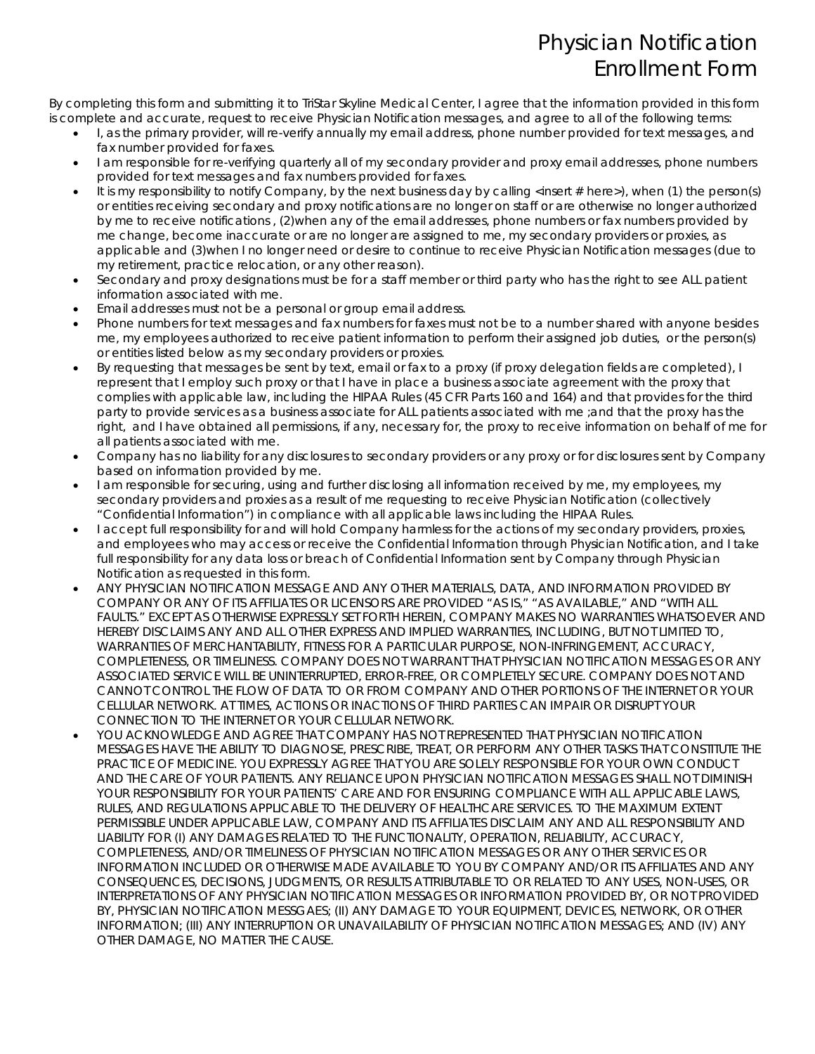# Physician Notification Enrollment Form

By completing this form and submitting it to TriStar Skyline Medical Center, I agree that the information provided in this form is complete and accurate, request to receive Physician Notification messages, and agree to all of the following terms:

- I, as the primary provider, will re-verify annually my email address, phone number provided for text messages, and fax number provided for faxes.
- I am responsible for re-verifying quarterly all of my secondary provider and proxy email addresses, phone numbers provided for text messages and fax numbers provided for faxes.
- It is my responsibility to notify Company, by the next business day by calling <insert # here>), when (1) the person(s) or entities receiving secondary and proxy notifications are no longer on staff or are otherwise no longer authorized by me to receive notifications , (2)when any of the email addresses, phone numbers or fax numbers provided by me change, become inaccurate or are no longer are assigned to me, my secondary providers or proxies, as applicable and (3)when I no longer need or desire to continue to receive Physician Notification messages (due to my retirement, practice relocation, or any other reason).
- Secondary and proxy designations must be for a staff member or third party who has the right to see ALL patient information associated with me.
- Email addresses must not be a personal or group email address.
- Phone numbers for text messages and fax numbers for faxes must not be to a number shared with anyone besides me, my employees authorized to receive patient information to perform their assigned job duties, or the person(s) or entities listed below as my secondary providers or proxies.
- By requesting that messages be sent by text, email or fax to a proxy (if proxy delegation fields are completed), I represent that I employ such proxy or that I have in place a business associate agreement with the proxy that complies with applicable law, including the HIPAA Rules (45 CFR Parts 160 and 164) and that provides for the third party to provide services as a business associate for ALL patients associated with me ;and that the proxy has the right, and I have obtained all permissions, if any, necessary for, the proxy to receive information on behalf of me for all patients associated with me.
- Company has no liability for any disclosures to secondary providers or any proxy or for disclosures sent by Company based on information provided by me.
- I am responsible for securing, using and further disclosing all information received by me, my employees, my secondary providers and proxies as a result of me requesting to receive Physician Notification (collectively "Confidential Information") in compliance with all applicable laws including the HIPAA Rules.
- I accept full responsibility for and will hold Company harmless for the actions of my secondary providers, proxies, and employees who may access or receive the Confidential Information through Physician Notification, and I take full responsibility for any data loss or breach of Confidential Information sent by Company through Physician Notification as requested in this form.
- ANY PHYSICIAN NOTIFICATION MESSAGE AND ANY OTHER MATERIALS, DATA, AND INFORMATION PROVIDED BY COMPANY OR ANY OF ITS AFFILIATES OR LICENSORS ARE PROVIDED "AS IS," "AS AVAILABLE," AND "WITH ALL FAULTS." EXCEPT AS OTHERWISE EXPRESSLY SET FORTH HEREIN, COMPANY MAKES NO WARRANTIES WHATSOEVER AND HEREBY DISCLAIMS ANY AND ALL OTHER EXPRESS AND IMPLIED WARRANTIES, INCLUDING, BUT NOT LIMITED TO, WARRANTIES OF MERCHANTABILITY, FITNESS FOR A PARTICULAR PURPOSE, NON-INFRINGEMENT, ACCURACY, COMPLETENESS, OR TIMELINESS. COMPANY DOES NOT WARRANT THAT PHYSICIAN NOTIFICATION MESSAGES OR ANY ASSOCIATED SERVICE WILL BE UNINTERRUPTED, ERROR-FREE, OR COMPLETELY SECURE. COMPANY DOES NOT AND CANNOT CONTROL THE FLOW OF DATA TO OR FROM COMPANY AND OTHER PORTIONS OF THE INTERNET OR YOUR CELLULAR NETWORK. AT TIMES, ACTIONS OR INACTIONS OF THIRD PARTIES CAN IMPAIR OR DISRUPT YOUR CONNECTION TO THE INTERNET OR YOUR CELLULAR NETWORK.
- YOU ACKNOWLEDGE AND AGREE THAT COMPANY HAS NOT REPRESENTED THAT PHYSICIAN NOTIFICATION MESSAGES HAVE THE ABILITY TO DIAGNOSE, PRESCRIBE, TREAT, OR PERFORM ANY OTHER TASKS THAT CONSTITUTE THE PRACTICE OF MEDICINE. YOU EXPRESSLY AGREE THAT YOU ARE SOLELY RESPONSIBLE FOR YOUR OWN CONDUCT AND THE CARE OF YOUR PATIENTS. ANY RELIANCE UPON PHYSICIAN NOTIFICATION MESSAGES SHALL NOT DIMINISH YOUR RESPONSIBILITY FOR YOUR PATIENTS' CARE AND FOR ENSURING COMPLIANCE WITH ALL APPLICABLE LAWS, RULES, AND REGULATIONS APPLICABLE TO THE DELIVERY OF HEALTHCARE SERVICES. TO THE MAXIMUM EXTENT PERMISSIBLE UNDER APPLICABLE LAW, COMPANY AND ITS AFFILIATES DISCLAIM ANY AND ALL RESPONSIBILITY AND LIABILITY FOR (I) ANY DAMAGES RELATED TO THE FUNCTIONALITY, OPERATION, RELIABILITY, ACCURACY, COMPLETENESS, AND/OR TIMELINESS OF PHYSICIAN NOTIFICATION MESSAGES OR ANY OTHER SERVICES OR INFORMATION INCLUDED OR OTHERWISE MADE AVAILABLE TO YOU BY COMPANY AND/OR ITS AFFILIATES AND ANY CONSEQUENCES, DECISIONS, JUDGMENTS, OR RESULTS ATTRIBUTABLE TO OR RELATED TO ANY USES, NON-USES, OR INTERPRETATIONS OF ANY PHYSICIAN NOTIFICATION MESSAGES OR INFORMATION PROVIDED BY, OR NOT PROVIDED BY, PHYSICIAN NOTIFICATION MESSGAES; (II) ANY DAMAGE TO YOUR EQUIPMENT, DEVICES, NETWORK, OR OTHER INFORMATION; (III) ANY INTERRUPTION OR UNAVAILABILITY OF PHYSICIAN NOTIFICATION MESSAGES; AND (IV) ANY OTHER DAMAGE, NO MATTER THE CAUSE.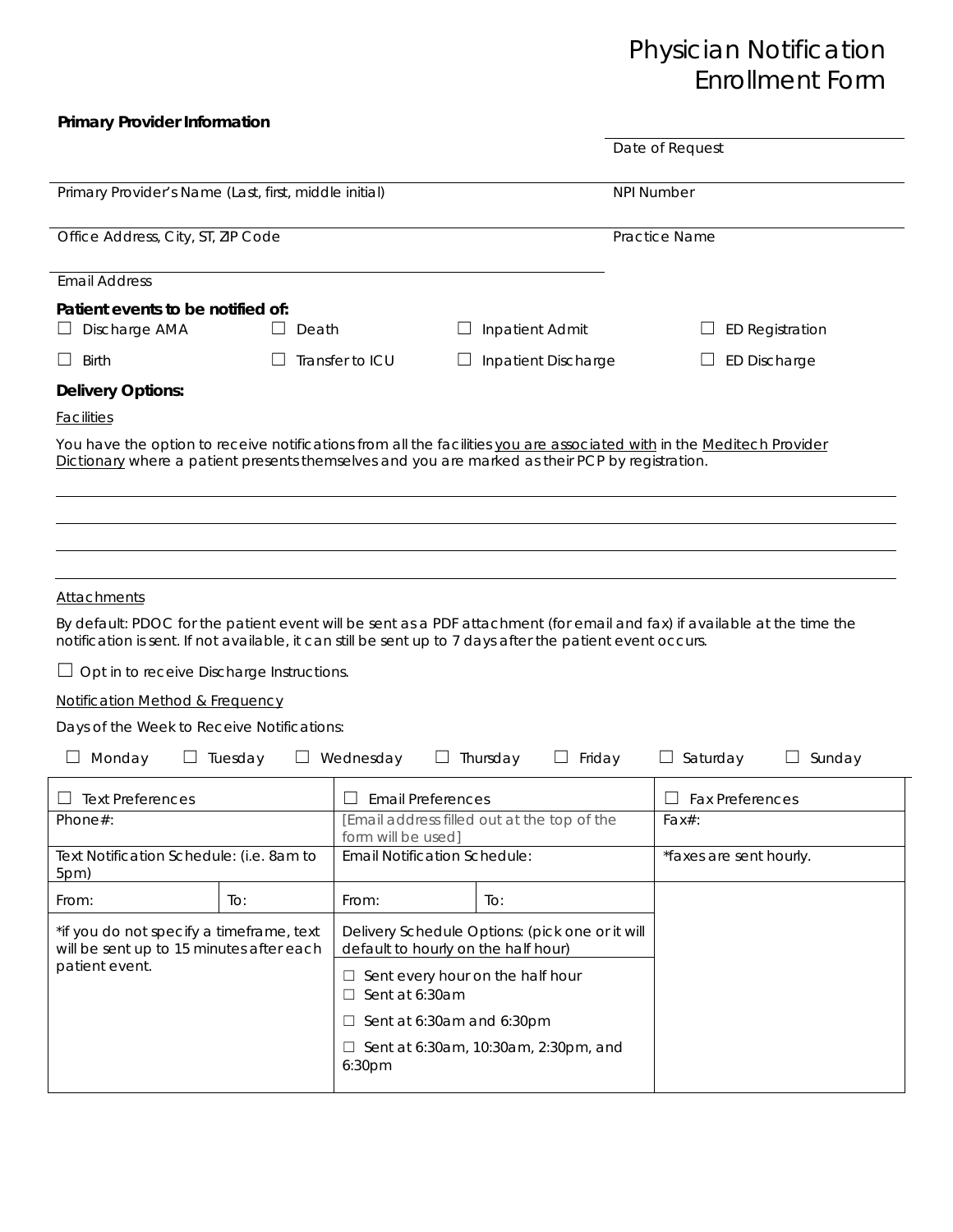# Physician Notification Enrollment Form

**Primary Provider Information**

Date of Request

Primary Provider's Name (Last, first, middle initial)

NPI Number

Office Address, City, ST, ZIP Code

Practice Name

Email Address

**Patient events to be notified of:**

☐ Discharge AMA ☐ Death ☐ Inpatient Admit ☐ ED Registration

☐ Birth ☐ Transfer to ICU ☐ Inpatient Discharge ☐ ED Discharge

**Delivery Options:**

Facilities

You have the option to receive notifications from all the facilities you are associated with in the Meditech Provider Dictionary where a patient presents themselves and you are marked as their PCP by registration.

Attachments

By default: PDOC for the patient event will be sent as a PDF attachment (for email and fax) if available at the time the notification is sent. If not available, it can still be sent up to 7 days after the patient event occurs.

☐ Opt in to receive Discharge Instructions.

Notification Method & Frequency

Days of the Week to Receive Notifications:

☐ Monday ☐ Tuesday ☐ Wednesday ☐ Thursday ☐ Friday ☐ Saturday ☐ Sunday

| ☐ Text Preferences | | ☐ Email Preferences | | ☐ Fax Preferences |
|---|---|---|---|---|
| Phone#: | | [Email address filled out at the top of the form will be used] | | Fax#: |
| Text Notification Schedule: (i.e. 8am to 5pm) | | Email Notification Schedule: | | *faxes are sent hourly. |
| From: | To: | From: | To: | |
| *if you do not specify a timeframe, text will be sent up to 15 minutes after each patient event. | | Delivery Schedule Options: (pick one or it will default to hourly on the half hour) | | |
| | | ☐ Sent every hour on the half hour<br>☐ Sent at 6:30am<br>☐ Sent at 6:30am and 6:30pm<br>☐ Sent at 6:30am, 10:30am, 2:30pm, and 6:30pm | | |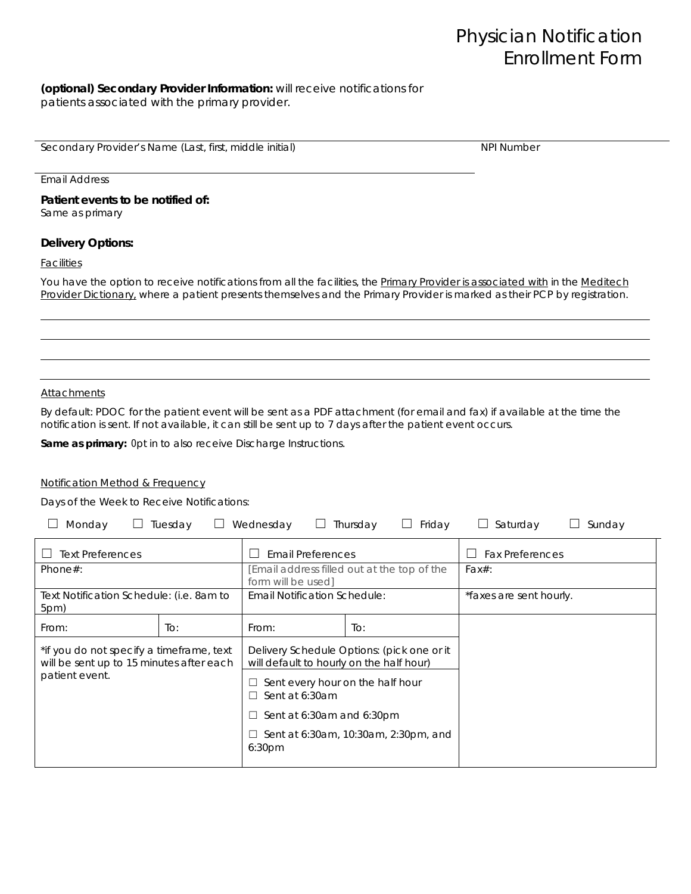# Physician Notification Enrollment Form

**(optional) Secondary Provider Information:** will receive notifications for patients associated with the primary provider.

Secondary Provider's Name (Last, first, middle initial) ______________________ NPI Number ______________________

Email Address ______________________

**Patient events to be notified of:**
Same as primary

**Delivery Options:**

Facilities

You have the option to receive notifications from all the facilities, the Primary Provider is associated with in the Meditech Provider Dictionary, where a patient presents themselves and the Primary Provider is marked as their PCP by registration.

______________________

______________________

______________________

______________________

Attachments

By default: PDOC for the patient event will be sent as a PDF attachment (for email and fax) if available at the time the notification is sent. If not available, it can still be sent up to 7 days after the patient event occurs.

**Same as primary:** 0pt in to also receive Discharge Instructions.

Notification Method & Frequency

Days of the Week to Receive Notifications:

☐ Monday ☐ Tuesday ☐ Wednesday ☐ Thursday ☐ Friday ☐ Saturday ☐ Sunday

| ☐ Text Preferences | | ☐ Email Preferences | | ☐ Fax Preferences |
|---|---|---|---|---|
| Phone#: | | [Email address filled out at the top of the form will be used] | | Fax#: |
| Text Notification Schedule: (i.e. 8am to 5pm) | | Email Notification Schedule: | | *faxes are sent hourly. |
| From: | To: | From: | To: | |
| *if you do not specify a timeframe, text will be sent up to 15 minutes after each patient event. | | Delivery Schedule Options: (pick one or it will default to hourly on the half hour)<br>☐ Sent every hour on the half hour<br>☐ Sent at 6:30am<br>☐ Sent at 6:30am and 6:30pm<br>☐ Sent at 6:30am, 10:30am, 2:30pm, and 6:30pm | | |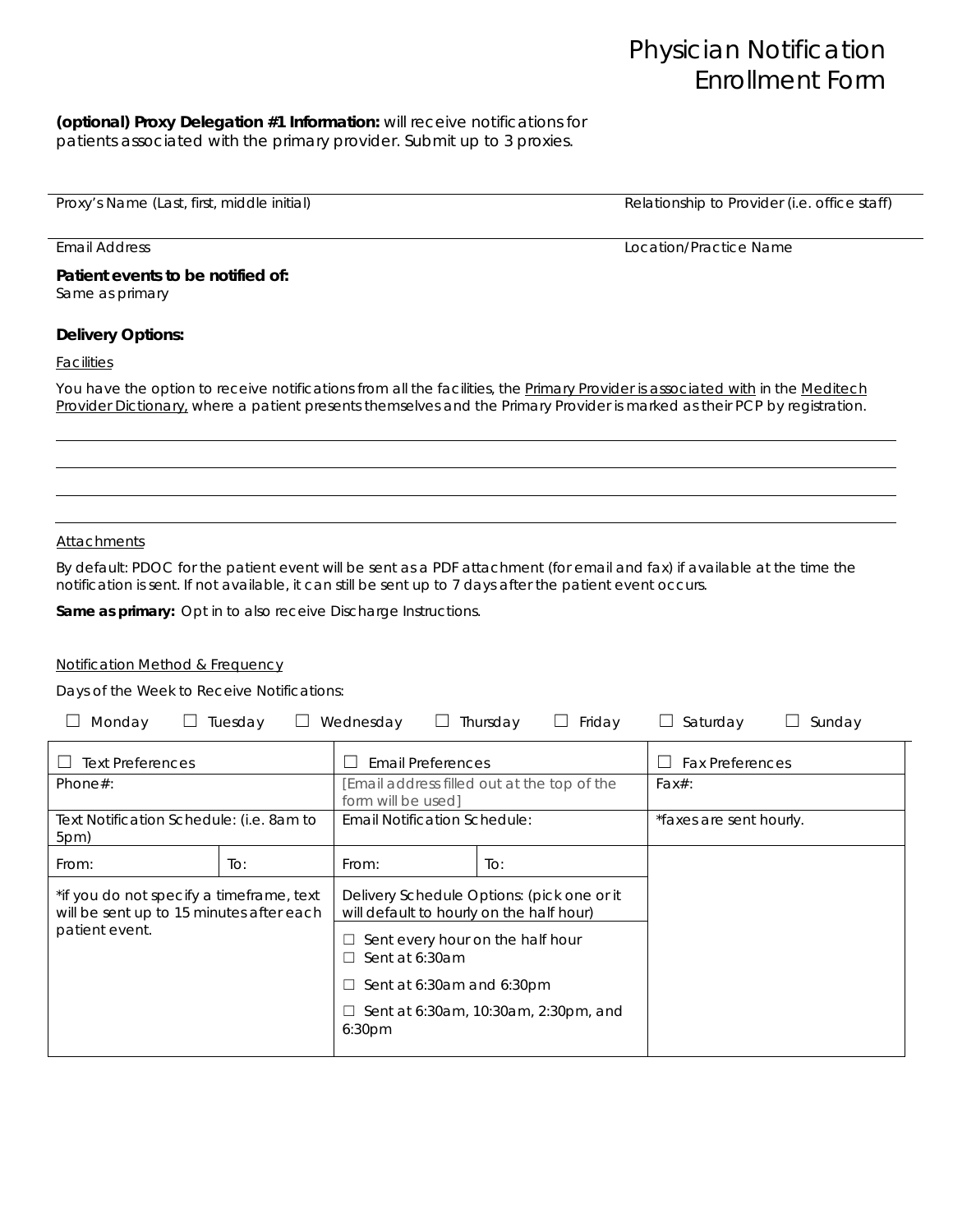# Physician Notification Enrollment Form

**(optional) Proxy Delegation #1 Information:** will receive notifications for patients associated with the primary provider. Submit up to 3 proxies.

| | |
|---|---|
| Proxy's Name (Last, first, middle initial) | Relationship to Provider (i.e. office staff) |
| Email Address | Location/Practice Name |

**Patient events to be notified of:**
Same as primary

**Delivery Options:**

Facilities

You have the option to receive notifications from all the facilities, the Primary Provider is associated with in the Meditech Provider Dictionary, where a patient presents themselves and the Primary Provider is marked as their PCP by registration.

\_\_\_\_\_\_\_\_\_\_\_\_\_\_\_\_\_\_\_\_\_\_\_\_\_\_\_\_\_\_\_\_\_\_\_\_\_\_\_\_

\_\_\_\_\_\_\_\_\_\_\_\_\_\_\_\_\_\_\_\_\_\_\_\_\_\_\_\_\_\_\_\_\_\_\_\_\_\_\_\_

\_\_\_\_\_\_\_\_\_\_\_\_\_\_\_\_\_\_\_\_\_\_\_\_\_\_\_\_\_\_\_\_\_\_\_\_\_\_\_\_

\_\_\_\_\_\_\_\_\_\_\_\_\_\_\_\_\_\_\_\_\_\_\_\_\_\_\_\_\_\_\_\_\_\_\_\_\_\_\_\_

Attachments

By default: PDOC for the patient event will be sent as a PDF attachment (for email and fax) if available at the time the notification is sent. If not available, it can still be sent up to 7 days after the patient event occurs.

**Same as primary:** Opt in to also receive Discharge Instructions.

Notification Method & Frequency

Days of the Week to Receive Notifications:

☐ Monday ☐ Tuesday ☐ Wednesday ☐ Thursday ☐ Friday ☐ Saturday ☐ Sunday

| ☐ Text Preferences | | ☐ Email Preferences | | ☐ Fax Preferences |
|---|---|---|---|---|
| Phone#: | | [Email address filled out at the top of the form will be used] | | Fax#: |
| Text Notification Schedule: (i.e. 8am to 5pm) | | Email Notification Schedule: | | *faxes are sent hourly. |
| From: | To: | From: | To: | |
| *if you do not specify a timeframe, text will be sent up to 15 minutes after each patient event. | | Delivery Schedule Options: (pick one or it will default to hourly on the half hour) | | |
| | | ☐ Sent every hour on the half hour<br>☐ Sent at 6:30am<br>☐ Sent at 6:30am and 6:30pm<br>☐ Sent at 6:30am, 10:30am, 2:30pm, and 6:30pm | | |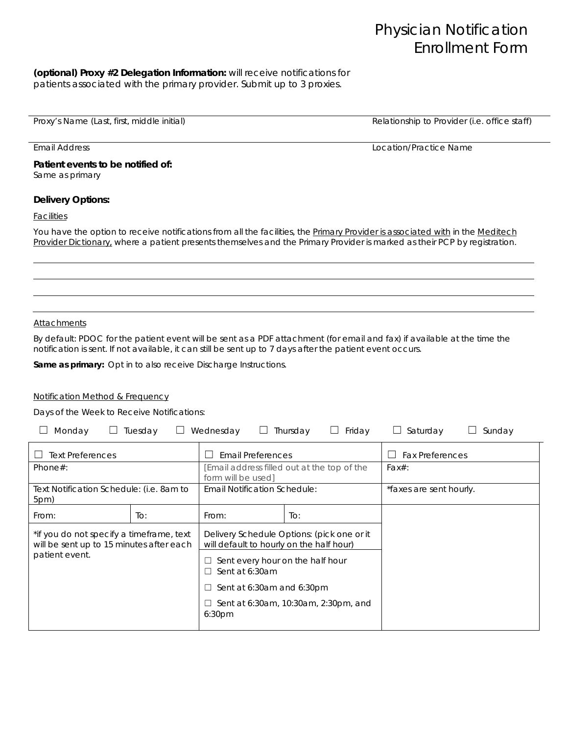# Physician Notification Enrollment Form

**(optional) Proxy #2 Delegation Information:** will receive notifications for patients associated with the primary provider. Submit up to 3 proxies.

Proxy's Name (Last, first, middle initial) | Relationship to Provider (i.e. office staff)

Email Address | Location/Practice Name

**Patient events to be notified of:**
Same as primary

**Delivery Options:**

Facilities

You have the option to receive notifications from all the facilities, the Primary Provider is associated with in the Meditech Provider Dictionary, where a patient presents themselves and the Primary Provider is marked as their PCP by registration.

Attachments

By default: PDOC for the patient event will be sent as a PDF attachment (for email and fax) if available at the time the notification is sent. If not available, it can still be sent up to 7 days after the patient event occurs.

**Same as primary:** Opt in to also receive Discharge Instructions.

Notification Method & Frequency

Days of the Week to Receive Notifications:

☐ Monday ☐ Tuesday ☐ Wednesday ☐ Thursday ☐ Friday ☐ Saturday ☐ Sunday

| ☐ Text Preferences | | ☐ Email Preferences | | ☐ Fax Preferences |
|---|---|---|---|---|
| Phone#: | | [Email address filled out at the top of the form will be used] | | Fax#: |
| Text Notification Schedule: (i.e. 8am to 5pm) | | Email Notification Schedule: | | *faxes are sent hourly. |
| From: | To: | From: | To: | |
| *if you do not specify a timeframe, text will be sent up to 15 minutes after each patient event. | | Delivery Schedule Options: (pick one or it will default to hourly on the half hour)<br>☐ Sent every hour on the half hour<br>☐ Sent at 6:30am<br>☐ Sent at 6:30am and 6:30pm<br>☐ Sent at 6:30am, 10:30am, 2:30pm, and 6:30pm | | |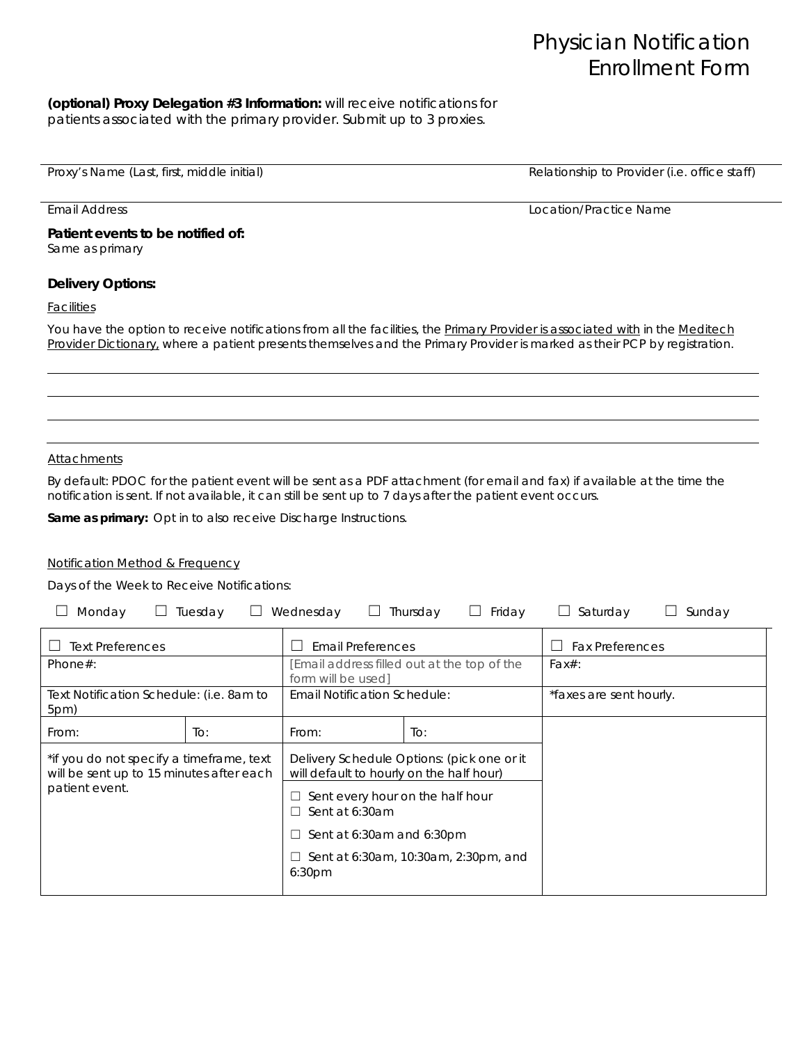# Physician Notification Enrollment Form

**(optional) Proxy Delegation #3 Information:** will receive notifications for patients associated with the primary provider. Submit up to 3 proxies.

Proxy's Name (Last, first, middle initial) Relationship to Provider (i.e. office staff)

Email Address Location/Practice Name

**Patient events to be notified of:**
Same as primary

**Delivery Options:**

Facilities

You have the option to receive notifications from all the facilities, the Primary Provider is associated with in the Meditech Provider Dictionary, where a patient presents themselves and the Primary Provider is marked as their PCP by registration.

Attachments

By default: PDOC for the patient event will be sent as a PDF attachment (for email and fax) if available at the time the notification is sent. If not available, it can still be sent up to 7 days after the patient event occurs.

**Same as primary:** Opt in to also receive Discharge Instructions.

Notification Method & Frequency

Days of the Week to Receive Notifications:

☐ Monday ☐ Tuesday ☐ Wednesday ☐ Thursday ☐ Friday ☐ Saturday ☐ Sunday

| ☐ Text Preferences | | ☐ Email Preferences | | ☐ Fax Preferences |
|---|---|---|---|---|
| Phone#: | | [Email address filled out at the top of the form will be used] | | Fax#: |
| Text Notification Schedule: (i.e. 8am to 5pm) | | Email Notification Schedule: | | *faxes are sent hourly. |
| From: | To: | From: | To: | |
| *if you do not specify a timeframe, text will be sent up to 15 minutes after each patient event. | | Delivery Schedule Options: (pick one or it will default to hourly on the half hour)<br>☐ Sent every hour on the half hour<br>☐ Sent at 6:30am<br>☐ Sent at 6:30am and 6:30pm<br>☐ Sent at 6:30am, 10:30am, 2:30pm, and 6:30pm | | |